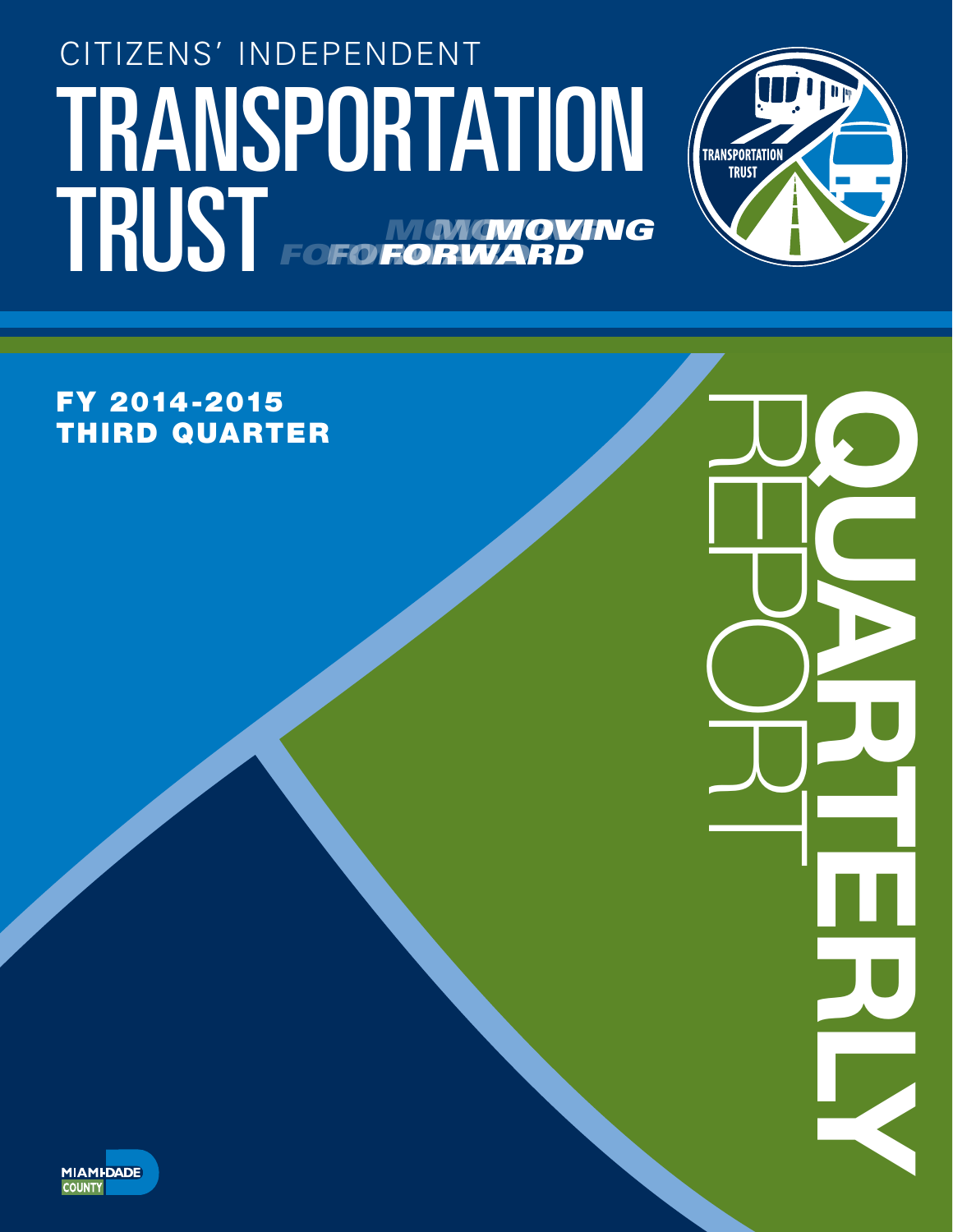CITIZENS' INDEPENDENT

# TRANSPORTATION TRUST

MOVING FORWARD

TRANSPORTATION TRUST

## FY 2014-2015
## THIRD QUARTER

# QUARTERLY REPORT

MIAMI-DADE COUNTY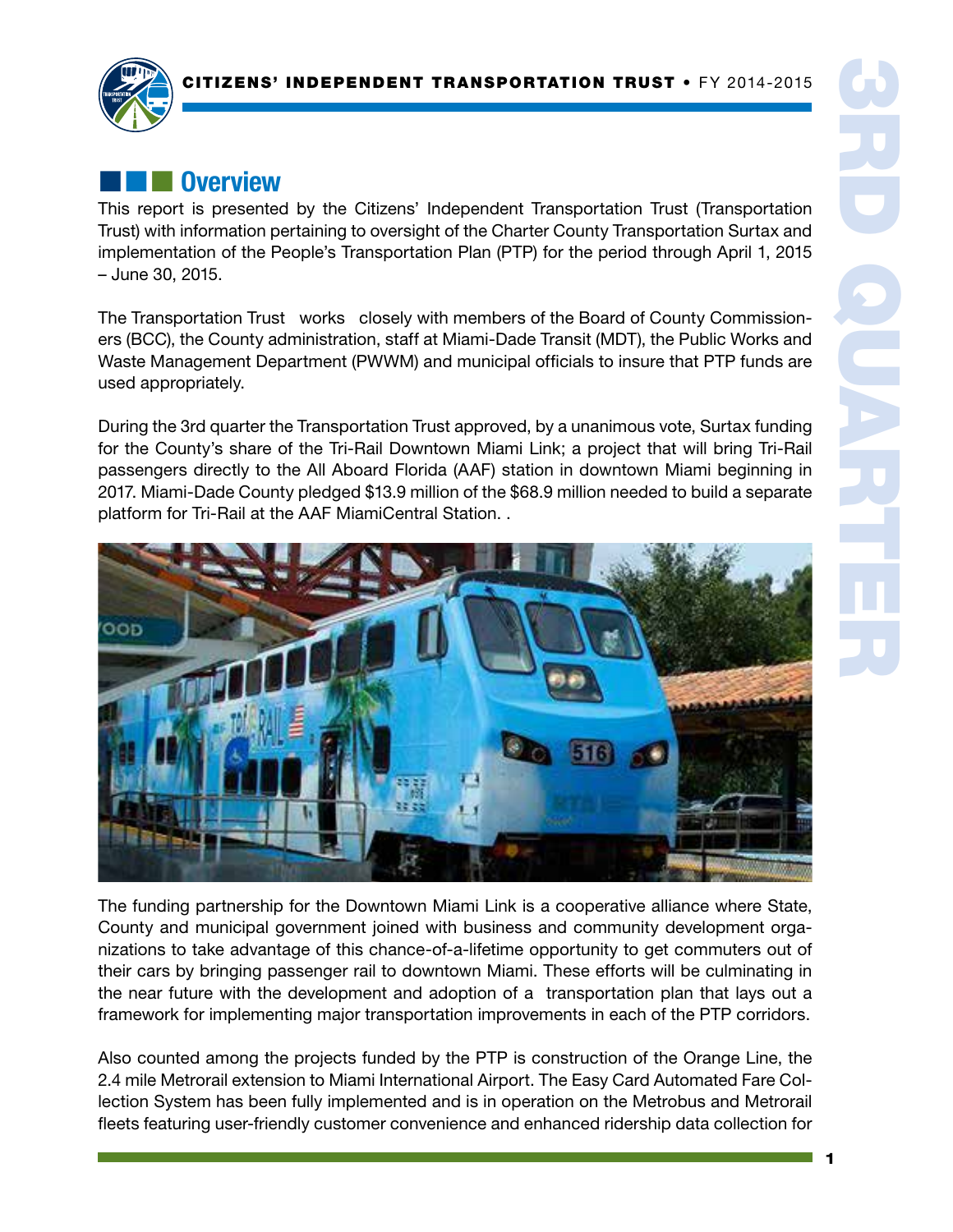## Overview

This report is presented by the Citizens' Independent Transportation Trust (Transportation Trust) with information pertaining to oversight of the Charter County Transportation Surtax and implementation of the People's Transportation Plan (PTP) for the period through April 1, 2015 – June 30, 2015.

The Transportation Trust works closely with members of the Board of County Commissioners (BCC), the County administration, staff at Miami-Dade Transit (MDT), the Public Works and Waste Management Department (PWWM) and municipal officials to insure that PTP funds are used appropriately.

During the 3rd quarter the Transportation Trust approved, by a unanimous vote, Surtax funding for the County's share of the Tri-Rail Downtown Miami Link; a project that will bring Tri-Rail passengers directly to the All Aboard Florida (AAF) station in downtown Miami beginning in 2017. Miami-Dade County pledged $13.9 million of the $68.9 million needed to build a separate platform for Tri-Rail at the AAF MiamiCentral Station. .

The funding partnership for the Downtown Miami Link is a cooperative alliance where State, County and municipal government joined with business and community development organizations to take advantage of this chance-of-a-lifetime opportunity to get commuters out of their cars by bringing passenger rail to downtown Miami. These efforts will be culminating in the near future with the development and adoption of a transportation plan that lays out a framework for implementing major transportation improvements in each of the PTP corridors.

Also counted among the projects funded by the PTP is construction of the Orange Line, the 2.4 mile Metrorail extension to Miami International Airport. The Easy Card Automated Fare Collection System has been fully implemented and is in operation on the Metrobus and Metrorail fleets featuring user-friendly customer convenience and enhanced ridership data collection for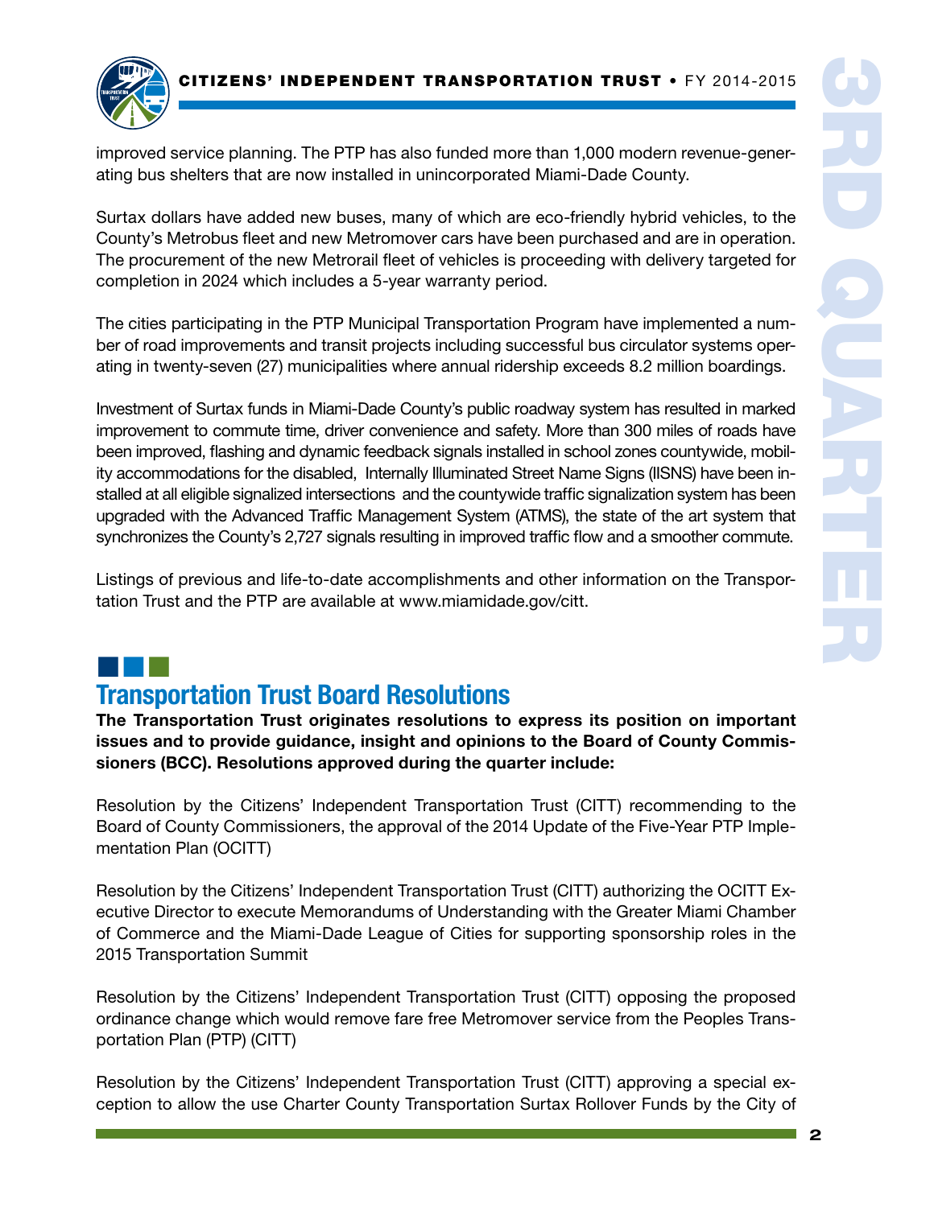improved service planning. The PTP has also funded more than 1,000 modern revenue-generating bus shelters that are now installed in unincorporated Miami-Dade County.

Surtax dollars have added new buses, many of which are eco-friendly hybrid vehicles, to the County's Metrobus fleet and new Metromover cars have been purchased and are in operation. The procurement of the new Metrorail fleet of vehicles is proceeding with delivery targeted for completion in 2024 which includes a 5-year warranty period.

The cities participating in the PTP Municipal Transportation Program have implemented a number of road improvements and transit projects including successful bus circulator systems operating in twenty-seven (27) municipalities where annual ridership exceeds 8.2 million boardings.

Investment of Surtax funds in Miami-Dade County's public roadway system has resulted in marked improvement to commute time, driver convenience and safety. More than 300 miles of roads have been improved, flashing and dynamic feedback signals installed in school zones countywide, mobility accommodations for the disabled, Internally Illuminated Street Name Signs (IISNS) have been installed at all eligible signalized intersections and the countywide traffic signalization system has been upgraded with the Advanced Traffic Management System (ATMS), the state of the art system that synchronizes the County's 2,727 signals resulting in improved traffic flow and a smoother commute.

Listings of previous and life-to-date accomplishments and other information on the Transportation Trust and the PTP are available at www.miamidade.gov/citt.

## Transportation Trust Board Resolutions

**The Transportation Trust originates resolutions to express its position on important issues and to provide guidance, insight and opinions to the Board of County Commissioners (BCC). Resolutions approved during the quarter include:**

Resolution by the Citizens' Independent Transportation Trust (CITT) recommending to the Board of County Commissioners, the approval of the 2014 Update of the Five-Year PTP Implementation Plan (OCITT)

Resolution by the Citizens' Independent Transportation Trust (CITT) authorizing the OCITT Executive Director to execute Memorandums of Understanding with the Greater Miami Chamber of Commerce and the Miami-Dade League of Cities for supporting sponsorship roles in the 2015 Transportation Summit

Resolution by the Citizens' Independent Transportation Trust (CITT) opposing the proposed ordinance change which would remove fare free Metromover service from the Peoples Transportation Plan (PTP) (CITT)

Resolution by the Citizens' Independent Transportation Trust (CITT) approving a special exception to allow the use Charter County Transportation Surtax Rollover Funds by the City of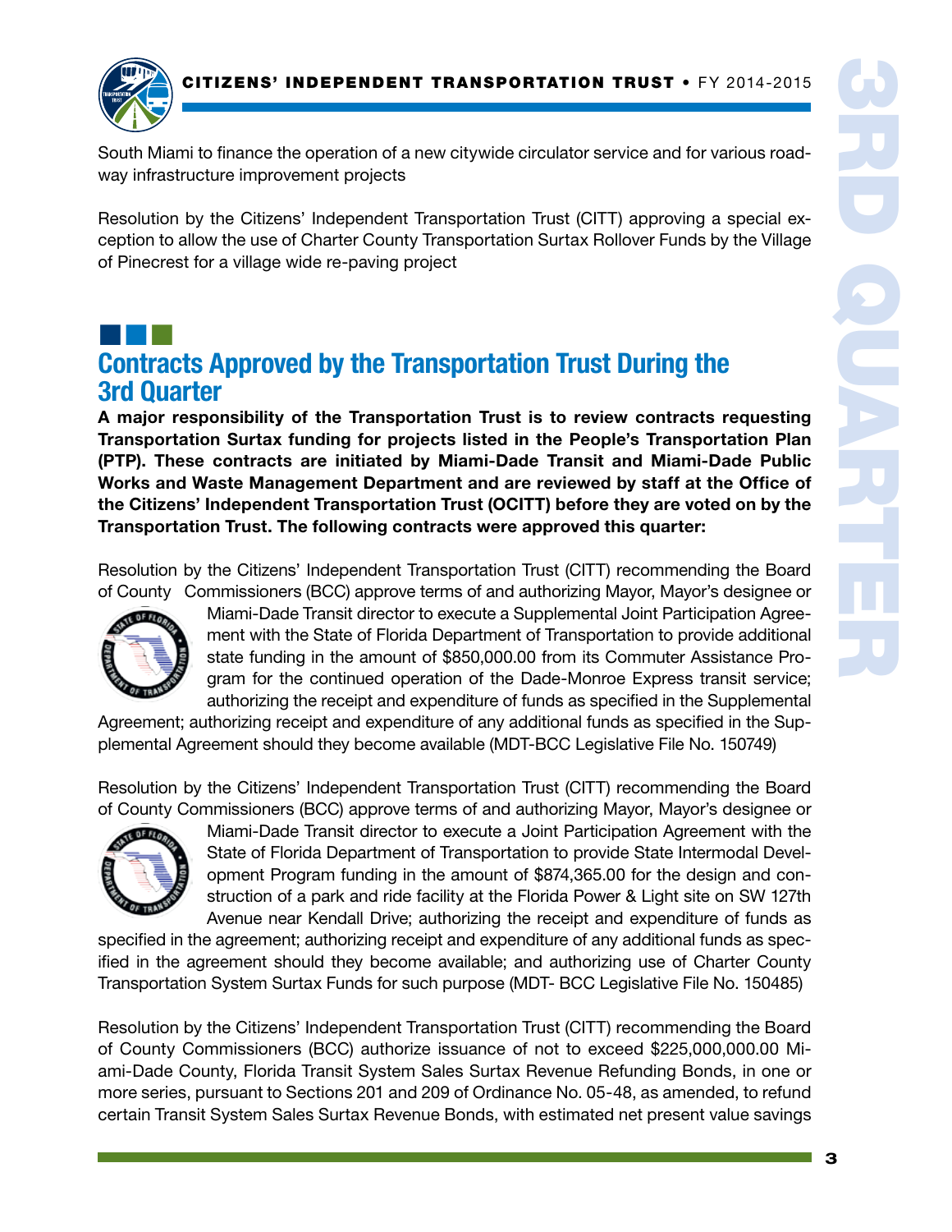South Miami to finance the operation of a new citywide circulator service and for various roadway infrastructure improvement projects

Resolution by the Citizens' Independent Transportation Trust (CITT) approving a special exception to allow the use of Charter County Transportation Surtax Rollover Funds by the Village of Pinecrest for a village wide re-paving project

## Contracts Approved by the Transportation Trust During the 3rd Quarter

**A major responsibility of the Transportation Trust is to review contracts requesting Transportation Surtax funding for projects listed in the People's Transportation Plan (PTP). These contracts are initiated by Miami-Dade Transit and Miami-Dade Public Works and Waste Management Department and are reviewed by staff at the Office of the Citizens' Independent Transportation Trust (OCITT) before they are voted on by the Transportation Trust. The following contracts were approved this quarter:**

Resolution by the Citizens' Independent Transportation Trust (CITT) recommending the Board of County Commissioners (BCC) approve terms of and authorizing Mayor, Mayor's designee or Miami-Dade Transit director to execute a Supplemental Joint Participation Agreement with the State of Florida Department of Transportation to provide additional state funding in the amount of $850,000.00 from its Commuter Assistance Program for the continued operation of the Dade-Monroe Express transit service; authorizing the receipt and expenditure of funds as specified in the Supplemental Agreement; authorizing receipt and expenditure of any additional funds as specified in the Supplemental Agreement should they become available (MDT-BCC Legislative File No. 150749)

Resolution by the Citizens' Independent Transportation Trust (CITT) recommending the Board of County Commissioners (BCC) approve terms of and authorizing Mayor, Mayor's designee or Miami-Dade Transit director to execute a Joint Participation Agreement with the State of Florida Department of Transportation to provide State Intermodal Development Program funding in the amount of $874,365.00 for the design and construction of a park and ride facility at the Florida Power & Light site on SW 127th Avenue near Kendall Drive; authorizing the receipt and expenditure of funds as specified in the agreement; authorizing receipt and expenditure of any additional funds as specified in the agreement should they become available; and authorizing use of Charter County Transportation System Surtax Funds for such purpose (MDT- BCC Legislative File No. 150485)

Resolution by the Citizens' Independent Transportation Trust (CITT) recommending the Board of County Commissioners (BCC) authorize issuance of not to exceed $225,000,000.00 Miami-Dade County, Florida Transit System Sales Surtax Revenue Refunding Bonds, in one or more series, pursuant to Sections 201 and 209 of Ordinance No. 05-48, as amended, to refund certain Transit System Sales Surtax Revenue Bonds, with estimated net present value savings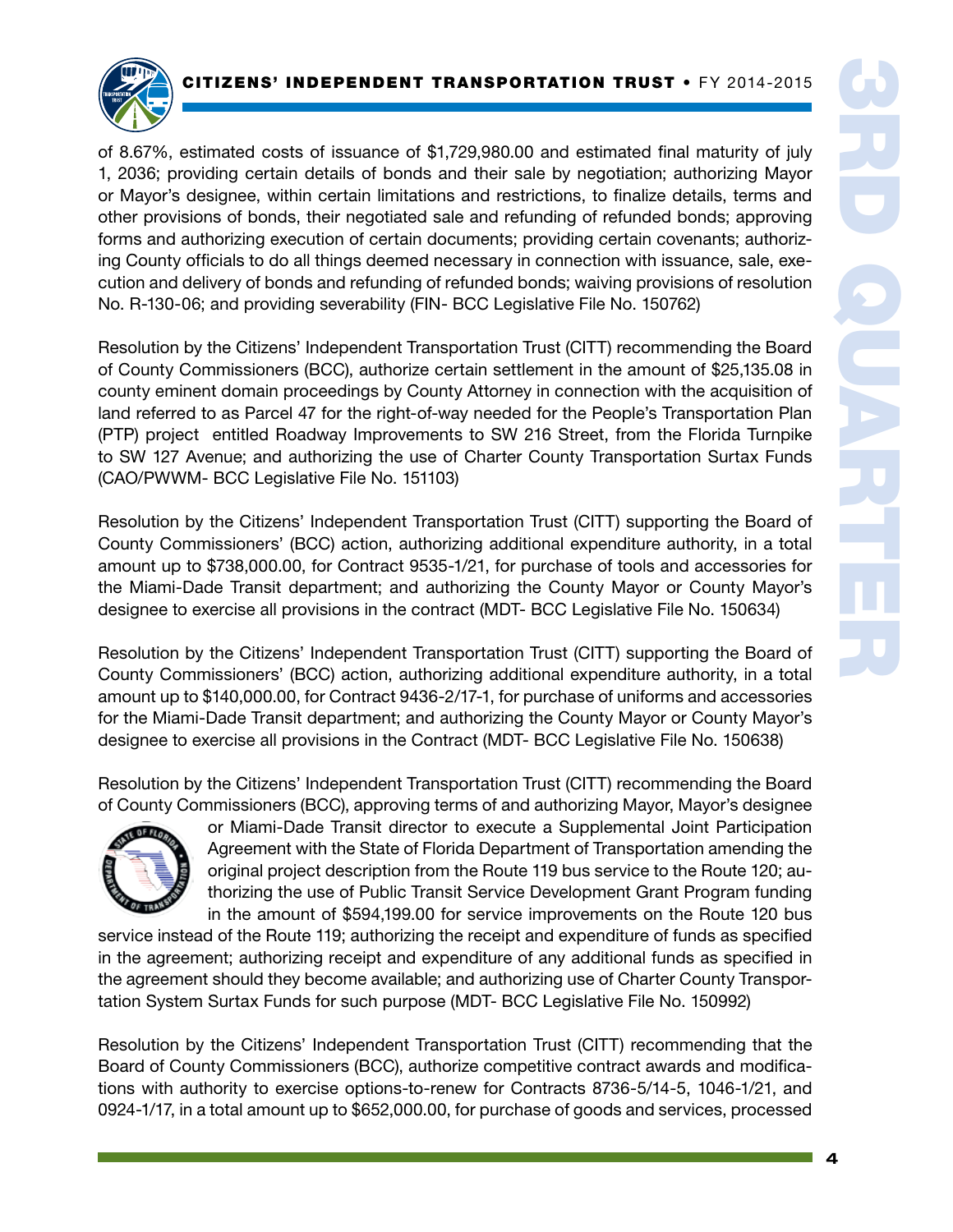of 8.67%, estimated costs of issuance of $1,729,980.00 and estimated final maturity of july 1, 2036; providing certain details of bonds and their sale by negotiation; authorizing Mayor or Mayor's designee, within certain limitations and restrictions, to finalize details, terms and other provisions of bonds, their negotiated sale and refunding of refunded bonds; approving forms and authorizing execution of certain documents; providing certain covenants; authorizing County officials to do all things deemed necessary in connection with issuance, sale, execution and delivery of bonds and refunding of refunded bonds; waiving provisions of resolution No. R-130-06; and providing severability (FIN- BCC Legislative File No. 150762)

Resolution by the Citizens' Independent Transportation Trust (CITT) recommending the Board of County Commissioners (BCC), authorize certain settlement in the amount of $25,135.08 in county eminent domain proceedings by County Attorney in connection with the acquisition of land referred to as Parcel 47 for the right-of-way needed for the People's Transportation Plan (PTP) project entitled Roadway Improvements to SW 216 Street, from the Florida Turnpike to SW 127 Avenue; and authorizing the use of Charter County Transportation Surtax Funds (CAO/PWWM- BCC Legislative File No. 151103)

Resolution by the Citizens' Independent Transportation Trust (CITT) supporting the Board of County Commissioners' (BCC) action, authorizing additional expenditure authority, in a total amount up to $738,000.00, for Contract 9535-1/21, for purchase of tools and accessories for the Miami-Dade Transit department; and authorizing the County Mayor or County Mayor's designee to exercise all provisions in the contract (MDT- BCC Legislative File No. 150634)

Resolution by the Citizens' Independent Transportation Trust (CITT) supporting the Board of County Commissioners' (BCC) action, authorizing additional expenditure authority, in a total amount up to $140,000.00, for Contract 9436-2/17-1, for purchase of uniforms and accessories for the Miami-Dade Transit department; and authorizing the County Mayor or County Mayor's designee to exercise all provisions in the Contract (MDT- BCC Legislative File No. 150638)

Resolution by the Citizens' Independent Transportation Trust (CITT) recommending the Board of County Commissioners (BCC), approving terms of and authorizing Mayor, Mayor's designee or Miami-Dade Transit director to execute a Supplemental Joint Participation Agreement with the State of Florida Department of Transportation amending the original project description from the Route 119 bus service to the Route 120; authorizing the use of Public Transit Service Development Grant Program funding in the amount of $594,199.00 for service improvements on the Route 120 bus service instead of the Route 119; authorizing the receipt and expenditure of funds as specified in the agreement; authorizing receipt and expenditure of any additional funds as specified in the agreement should they become available; and authorizing use of Charter County Transportation System Surtax Funds for such purpose (MDT- BCC Legislative File No. 150992)

Resolution by the Citizens' Independent Transportation Trust (CITT) recommending that the Board of County Commissioners (BCC), authorize competitive contract awards and modifications with authority to exercise options-to-renew for Contracts 8736-5/14-5, 1046-1/21, and 0924-1/17, in a total amount up to $652,000.00, for purchase of goods and services, processed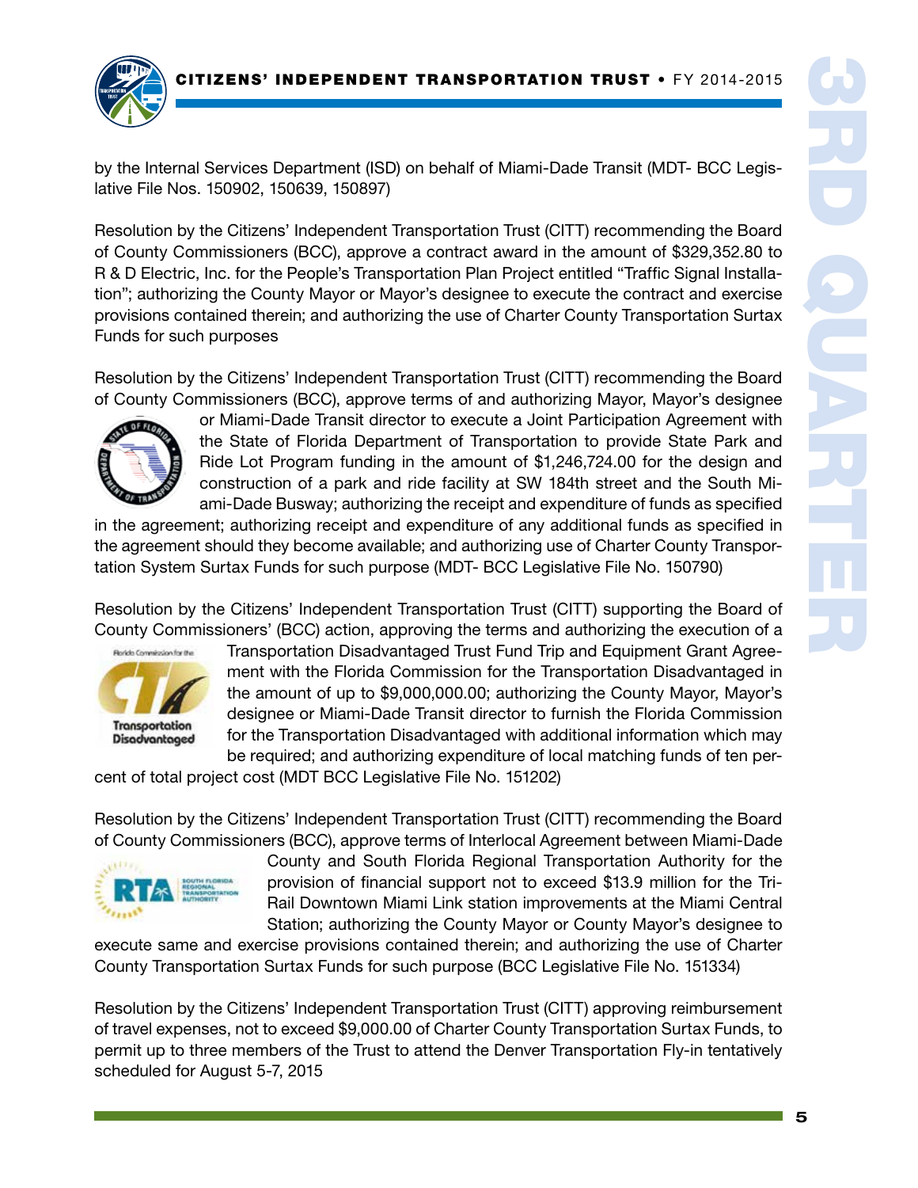by the Internal Services Department (ISD) on behalf of Miami-Dade Transit (MDT- BCC Legislative File Nos. 150902, 150639, 150897)

Resolution by the Citizens' Independent Transportation Trust (CITT) recommending the Board of County Commissioners (BCC), approve a contract award in the amount of $329,352.80 to R & D Electric, Inc. for the People's Transportation Plan Project entitled "Traffic Signal Installation"; authorizing the County Mayor or Mayor's designee to execute the contract and exercise provisions contained therein; and authorizing the use of Charter County Transportation Surtax Funds for such purposes

Resolution by the Citizens' Independent Transportation Trust (CITT) recommending the Board of County Commissioners (BCC), approve terms of and authorizing Mayor, Mayor's designee or Miami-Dade Transit director to execute a Joint Participation Agreement with the State of Florida Department of Transportation to provide State Park and Ride Lot Program funding in the amount of $1,246,724.00 for the design and construction of a park and ride facility at SW 184th street and the South Miami-Dade Busway; authorizing the receipt and expenditure of funds as specified in the agreement; authorizing receipt and expenditure of any additional funds as specified in the agreement should they become available; and authorizing use of Charter County Transportation System Surtax Funds for such purpose (MDT- BCC Legislative File No. 150790)

Resolution by the Citizens' Independent Transportation Trust (CITT) supporting the Board of County Commissioners' (BCC) action, approving the terms and authorizing the execution of a Transportation Disadvantaged Trust Fund Trip and Equipment Grant Agreement with the Florida Commission for the Transportation Disadvantaged in the amount of up to $9,000,000.00; authorizing the County Mayor, Mayor's designee or Miami-Dade Transit director to furnish the Florida Commission for the Transportation Disadvantaged with additional information which may be required; and authorizing expenditure of local matching funds of ten percent of total project cost (MDT BCC Legislative File No. 151202)

Resolution by the Citizens' Independent Transportation Trust (CITT) recommending the Board of County Commissioners (BCC), approve terms of Interlocal Agreement between Miami-Dade County and South Florida Regional Transportation Authority for the provision of financial support not to exceed $13.9 million for the Tri-Rail Downtown Miami Link station improvements at the Miami Central Station; authorizing the County Mayor or County Mayor's designee to execute same and exercise provisions contained therein; and authorizing the use of Charter County Transportation Surtax Funds for such purpose (BCC Legislative File No. 151334)

Resolution by the Citizens' Independent Transportation Trust (CITT) approving reimbursement of travel expenses, not to exceed $9,000.00 of Charter County Transportation Surtax Funds, to permit up to three members of the Trust to attend the Denver Transportation Fly-in tentatively scheduled for August 5-7, 2015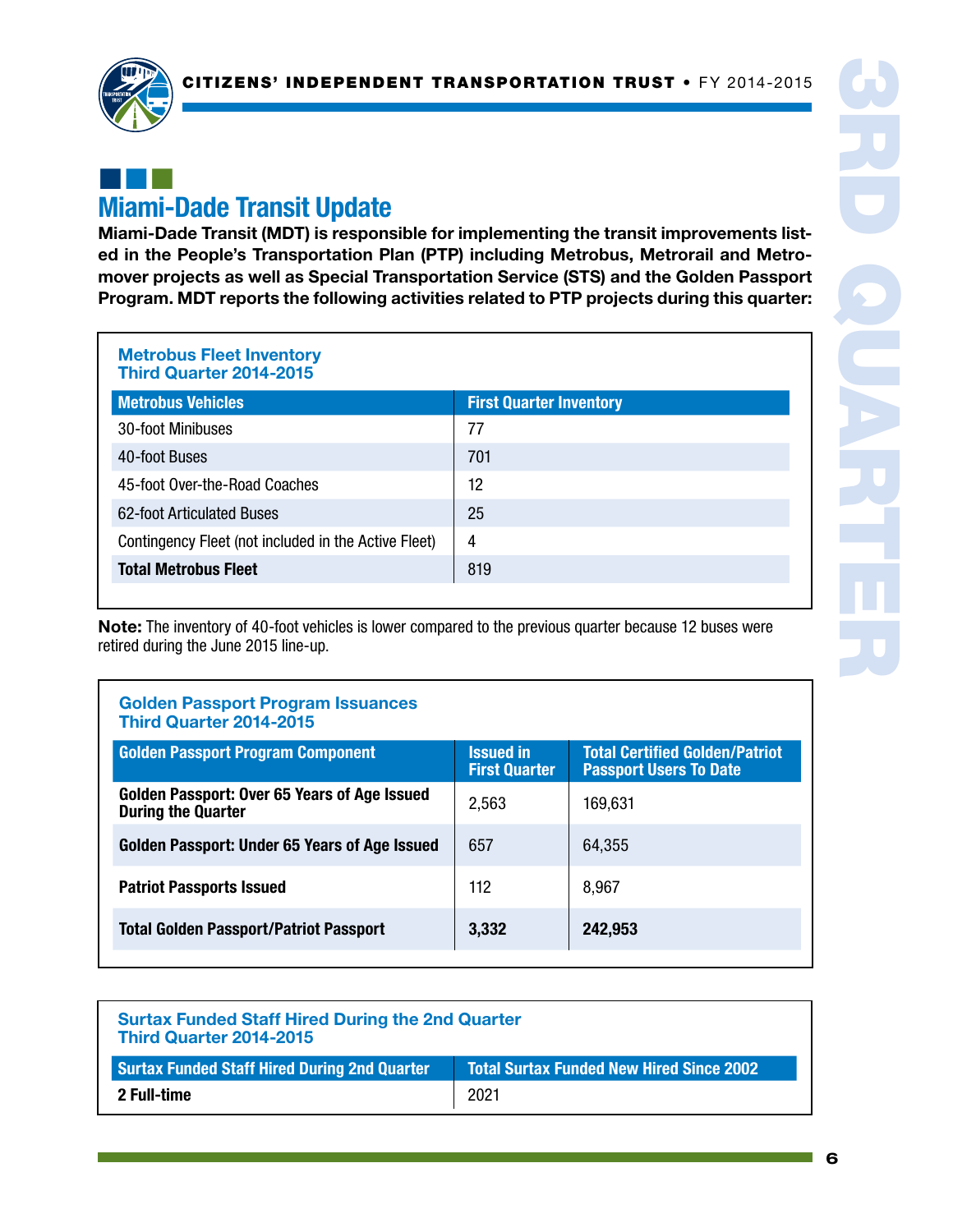## Miami-Dade Transit Update

**Miami-Dade Transit (MDT) is responsible for implementing the transit improvements listed in the People's Transportation Plan (PTP) including Metrobus, Metrorail and Metromover projects as well as Special Transportation Service (STS) and the Golden Passport Program. MDT reports the following activities related to PTP projects during this quarter:**

### Metrobus Fleet Inventory Third Quarter 2014-2015

| Metrobus Vehicles | First Quarter Inventory |
|---|---|
| 30-foot Minibuses | 77 |
| 40-foot Buses | 701 |
| 45-foot Over-the-Road Coaches | 12 |
| 62-foot Articulated Buses | 25 |
| Contingency Fleet (not included in the Active Fleet) | 4 |
| **Total Metrobus Fleet** | 819 |

**Note:** The inventory of 40-foot vehicles is lower compared to the previous quarter because 12 buses were retired during the June 2015 line-up.

### Golden Passport Program Issuances Third Quarter 2014-2015

| Golden Passport Program Component | Issued in First Quarter | Total Certified Golden/Patriot Passport Users To Date |
|---|---|---|
| **Golden Passport: Over 65 Years of Age Issued During the Quarter** | 2,563 | 169,631 |
| **Golden Passport: Under 65 Years of Age Issued** | 657 | 64,355 |
| **Patriot Passports Issued** | 112 | 8,967 |
| **Total Golden Passport/Patriot Passport** | **3,332** | **242,953** |

### Surtax Funded Staff Hired During the 2nd Quarter Third Quarter 2014-2015

| Surtax Funded Staff Hired During 2nd Quarter | Total Surtax Funded New Hired Since 2002 |
|---|---|
| **2 Full-time** | 2021 |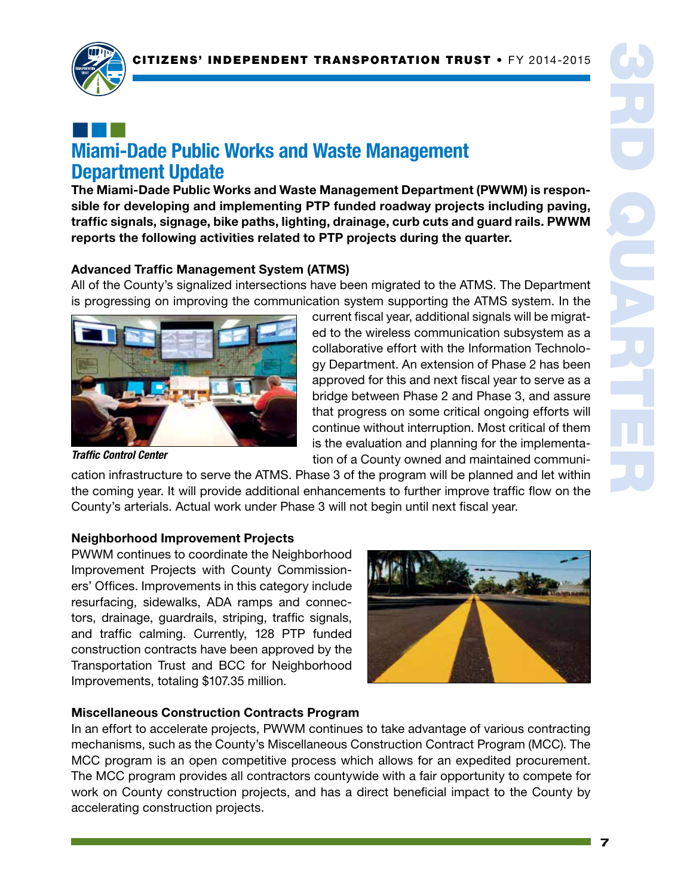## Miami-Dade Public Works and Waste Management Department Update

**The Miami-Dade Public Works and Waste Management Department (PWWM) is responsible for developing and implementing PTP funded roadway projects including paving, traffic signals, signage, bike paths, lighting, drainage, curb cuts and guard rails. PWWM reports the following activities related to PTP projects during the quarter.**

### Advanced Traffic Management System (ATMS)

All of the County's signalized intersections have been migrated to the ATMS. The Department is progressing on improving the communication system supporting the ATMS system. In the current fiscal year, additional signals will be migrated to the wireless communication subsystem as a collaborative effort with the Information Technology Department. An extension of Phase 2 has been approved for this and next fiscal year to serve as a bridge between Phase 2 and Phase 3, and assure that progress on some critical ongoing efforts will continue without interruption. Most critical of them is the evaluation and planning for the implementation of a County owned and maintained communication infrastructure to serve the ATMS. Phase 3 of the program will be planned and let within the coming year. It will provide additional enhancements to further improve traffic flow on the County's arterials. Actual work under Phase 3 will not begin until next fiscal year.

*Traffic Control Center*

### Neighborhood Improvement Projects

PWWM continues to coordinate the Neighborhood Improvement Projects with County Commissioners' Offices. Improvements in this category include resurfacing, sidewalks, ADA ramps and connectors, drainage, guardrails, striping, traffic signals, and traffic calming. Currently, 128 PTP funded construction contracts have been approved by the Transportation Trust and BCC for Neighborhood Improvements, totaling $107.35 million.

### Miscellaneous Construction Contracts Program

In an effort to accelerate projects, PWWM continues to take advantage of various contracting mechanisms, such as the County's Miscellaneous Construction Contract Program (MCC). The MCC program is an open competitive process which allows for an expedited procurement. The MCC program provides all contractors countywide with a fair opportunity to compete for work on County construction projects, and has a direct beneficial impact to the County by accelerating construction projects.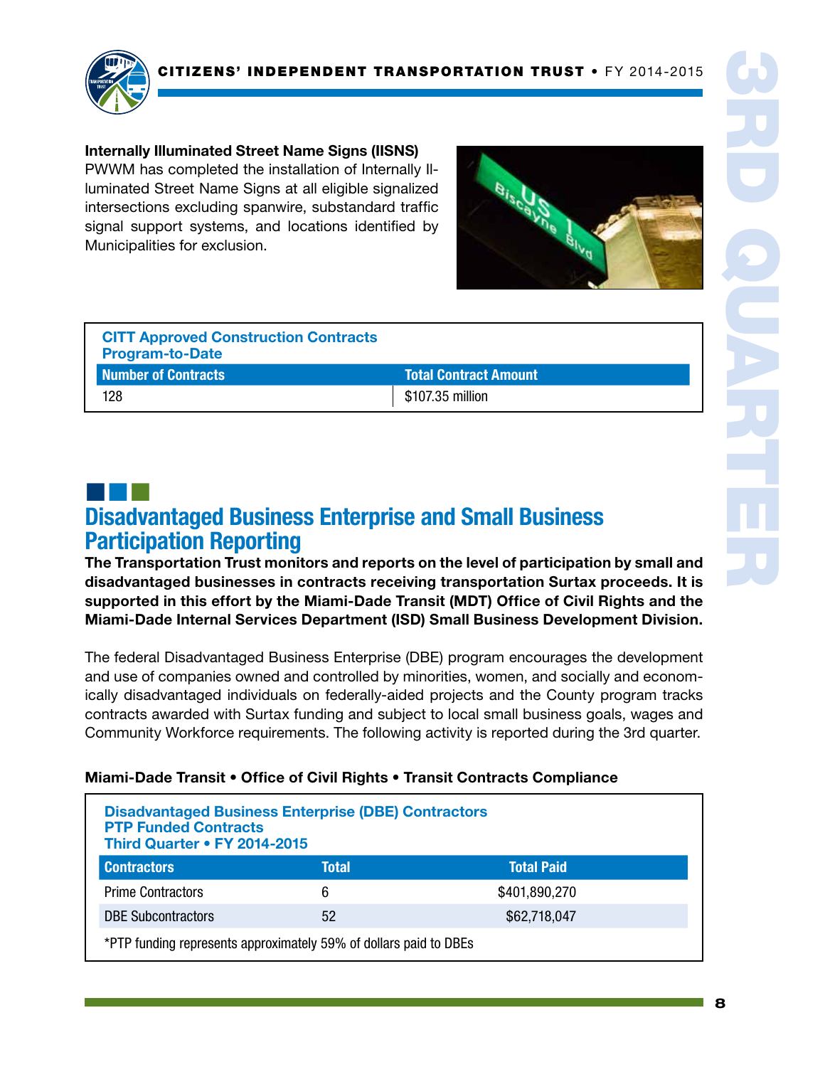**Internally Illuminated Street Name Signs (IISNS)**
PWWM has completed the installation of Internally Illuminated Street Name Signs at all eligible signalized intersections excluding spanwire, substandard traffic signal support systems, and locations identified by Municipalities for exclusion.

| CITT Approved Construction Contracts Program-to-Date | |
|---|---|
| **Number of Contracts** | **Total Contract Amount** |
| 128 | $107.35 million |

## Disadvantaged Business Enterprise and Small Business Participation Reporting

**The Transportation Trust monitors and reports on the level of participation by small and disadvantaged businesses in contracts receiving transportation Surtax proceeds. It is supported in this effort by the Miami-Dade Transit (MDT) Office of Civil Rights and the Miami-Dade Internal Services Department (ISD) Small Business Development Division.**

The federal Disadvantaged Business Enterprise (DBE) program encourages the development and use of companies owned and controlled by minorities, women, and socially and economically disadvantaged individuals on federally-aided projects and the County program tracks contracts awarded with Surtax funding and subject to local small business goals, wages and Community Workforce requirements. The following activity is reported during the 3rd quarter.

**Miami-Dade Transit • Office of Civil Rights • Transit Contracts Compliance**

**Disadvantaged Business Enterprise (DBE) Contractors**
**PTP Funded Contracts**
**Third Quarter • FY 2014-2015**

| Contractors | Total | Total Paid |
|---|---|---|
| Prime Contractors | 6 | $401,890,270 |
| DBE Subcontractors | 52 | $62,718,047 |

*PTP funding represents approximately 59% of dollars paid to DBEs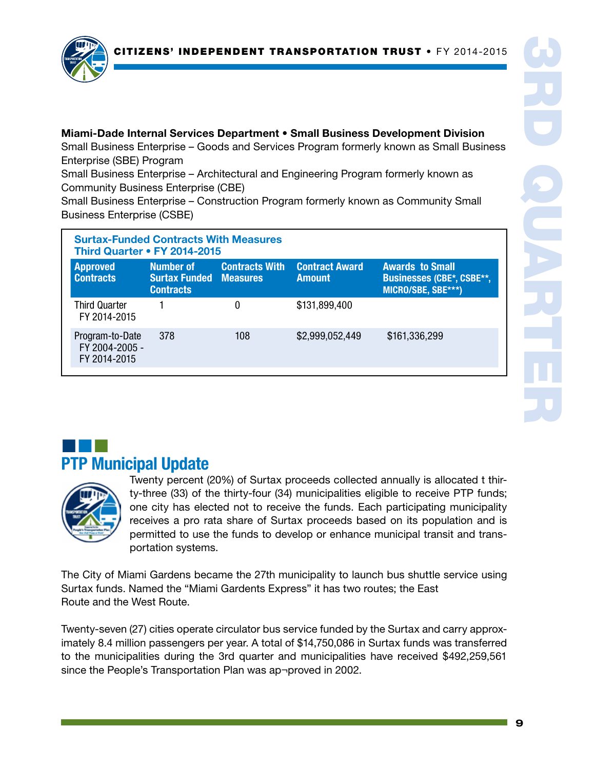**Miami-Dade Internal Services Department • Small Business Development Division**
Small Business Enterprise – Goods and Services Program formerly known as Small Business Enterprise (SBE) Program
Small Business Enterprise – Architectural and Engineering Program formerly known as Community Business Enterprise (CBE)
Small Business Enterprise – Construction Program formerly known as Community Small Business Enterprise (CSBE)

**Surtax-Funded Contracts With Measures**
**Third Quarter • FY 2014-2015**

| Approved Contracts | Number of Surtax Funded Contracts | Contracts With Measures | Contract Award Amount | Awards to Small Businesses (CBE*, CSBE**, MICRO/SBE, SBE***) |
|---|---|---|---|---|
| Third Quarter FY 2014-2015 | 1 | 0 | $131,899,400 | |
| Program-to-Date FY 2004-2005 - FY 2014-2015 | 378 | 108 | $2,999,052,449 | $161,336,299 |

## PTP Municipal Update

Twenty percent (20%) of Surtax proceeds collected annually is allocated t thirty-three (33) of the thirty-four (34) municipalities eligible to receive PTP funds; one city has elected not to receive the funds. Each participating municipality receives a pro rata share of Surtax proceeds based on its population and is permitted to use the funds to develop or enhance municipal transit and transportation systems.

The City of Miami Gardens became the 27th municipality to launch bus shuttle service using Surtax funds. Named the "Miami Gardents Express" it has two routes; the East Route and the West Route.

Twenty-seven (27) cities operate circulator bus service funded by the Surtax and carry approximately 8.4 million passengers per year. A total of $14,750,086 in Surtax funds was transferred to the municipalities during the 3rd quarter and municipalities have received $492,259,561 since the People's Transportation Plan was ap¬proved in 2002.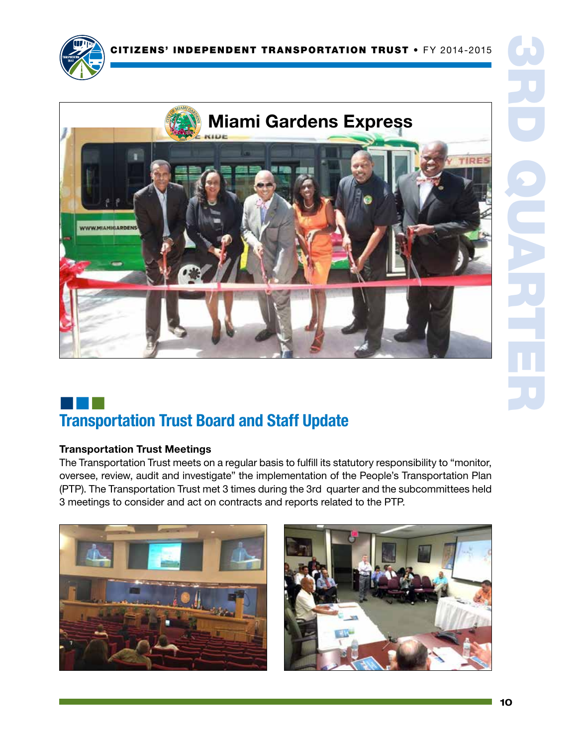## Miami Gardens Express

## Transportation Trust Board and Staff Update

### Transportation Trust Meetings

The Transportation Trust meets on a regular basis to fulfill its statutory responsibility to "monitor, oversee, review, audit and investigate" the implementation of the People's Transportation Plan (PTP). The Transportation Trust met 3 times during the 3rd quarter and the subcommittees held 3 meetings to consider and act on contracts and reports related to the PTP.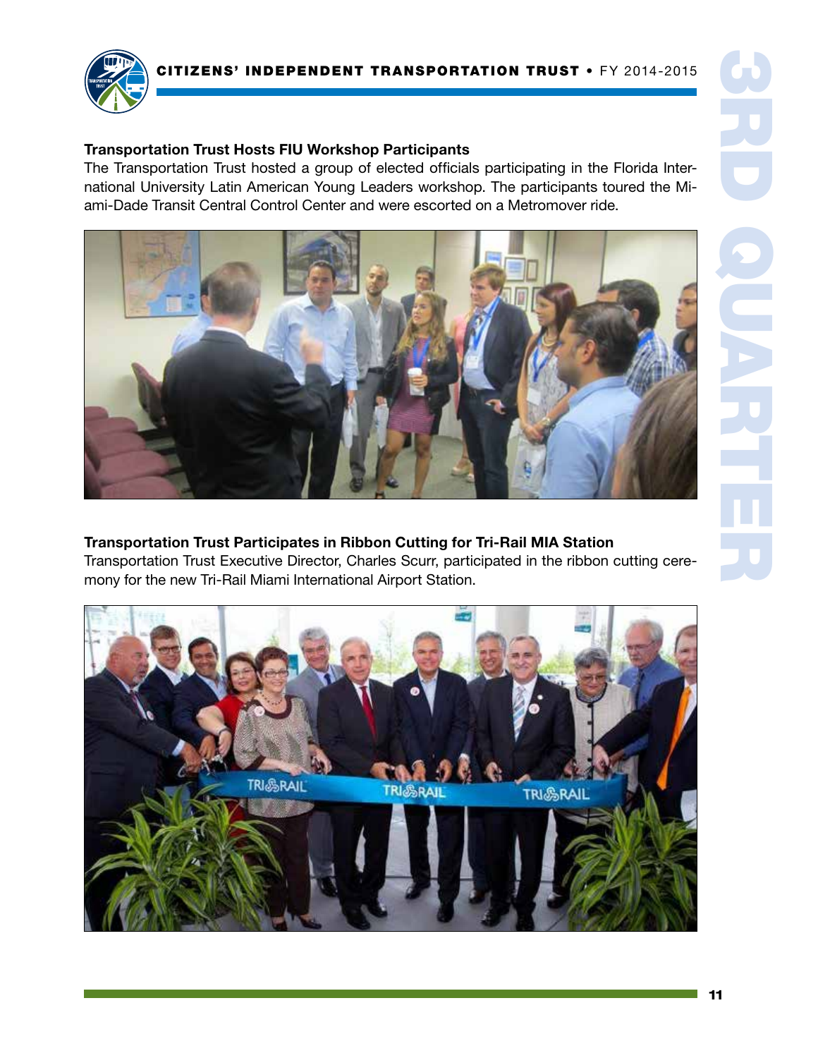### Transportation Trust Hosts FIU Workshop Participants

The Transportation Trust hosted a group of elected officials participating in the Florida International University Latin American Young Leaders workshop. The participants toured the Miami-Dade Transit Central Control Center and were escorted on a Metromover ride.

### Transportation Trust Participates in Ribbon Cutting for Tri-Rail MIA Station

Transportation Trust Executive Director, Charles Scurr, participated in the ribbon cutting ceremony for the new Tri-Rail Miami International Airport Station.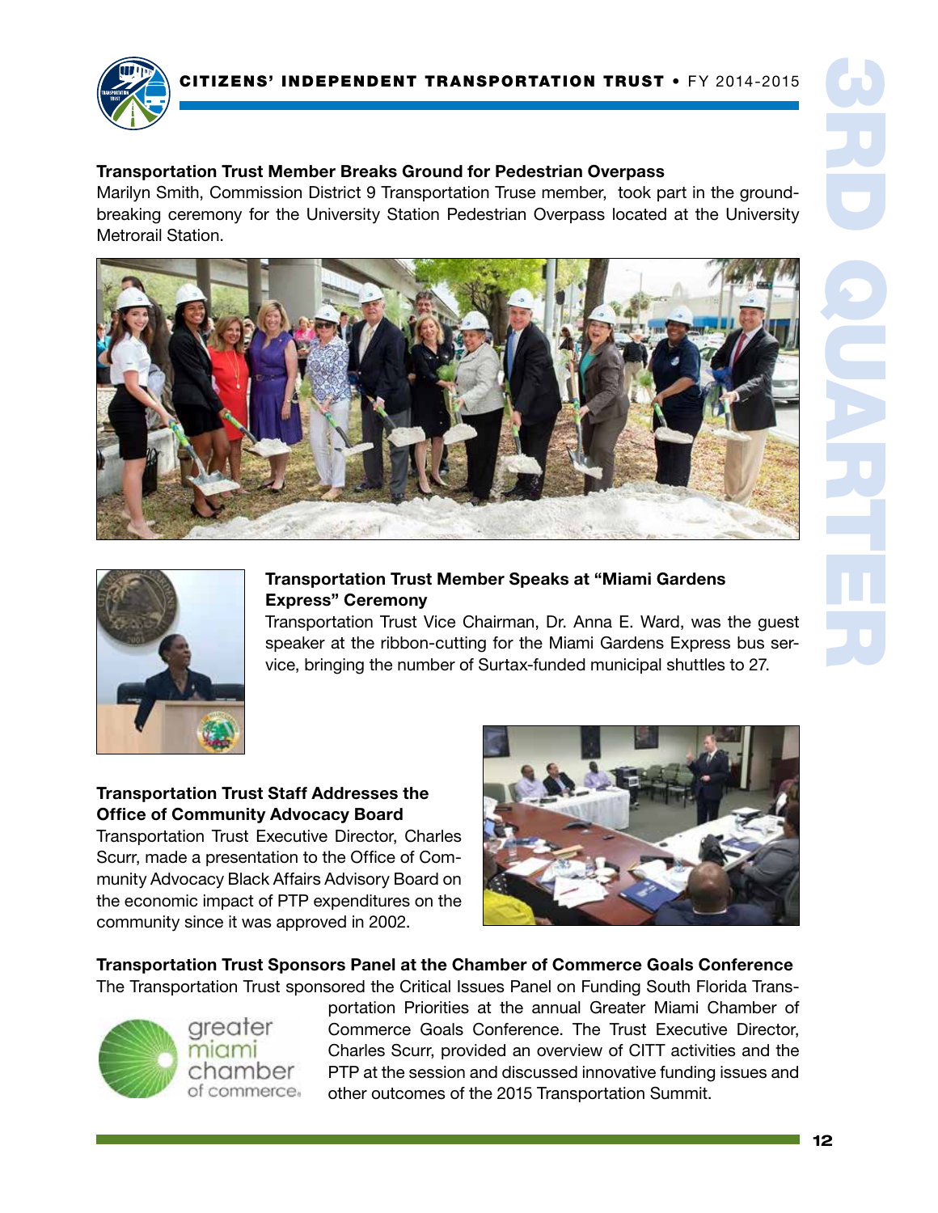**Transportation Trust Member Breaks Ground for Pedestrian Overpass**

Marilyn Smith, Commission District 9 Transportation Truse member, took part in the groundbreaking ceremony for the University Station Pedestrian Overpass located at the University Metrorail Station.

**Transportation Trust Member Speaks at "Miami Gardens Express" Ceremony**

Transportation Trust Vice Chairman, Dr. Anna E. Ward, was the guest speaker at the ribbon-cutting for the Miami Gardens Express bus service, bringing the number of Surtax-funded municipal shuttles to 27.

**Transportation Trust Staff Addresses the Office of Community Advocacy Board**

Transportation Trust Executive Director, Charles Scurr, made a presentation to the Office of Community Advocacy Black Affairs Advisory Board on the economic impact of PTP expenditures on the community since it was approved in 2002.

**Transportation Trust Sponsors Panel at the Chamber of Commerce Goals Conference**

The Transportation Trust sponsored the Critical Issues Panel on Funding South Florida Transportation Priorities at the annual Greater Miami Chamber of Commerce Goals Conference. The Trust Executive Director, Charles Scurr, provided an overview of CITT activities and the PTP at the session and discussed innovative funding issues and other outcomes of the 2015 Transportation Summit.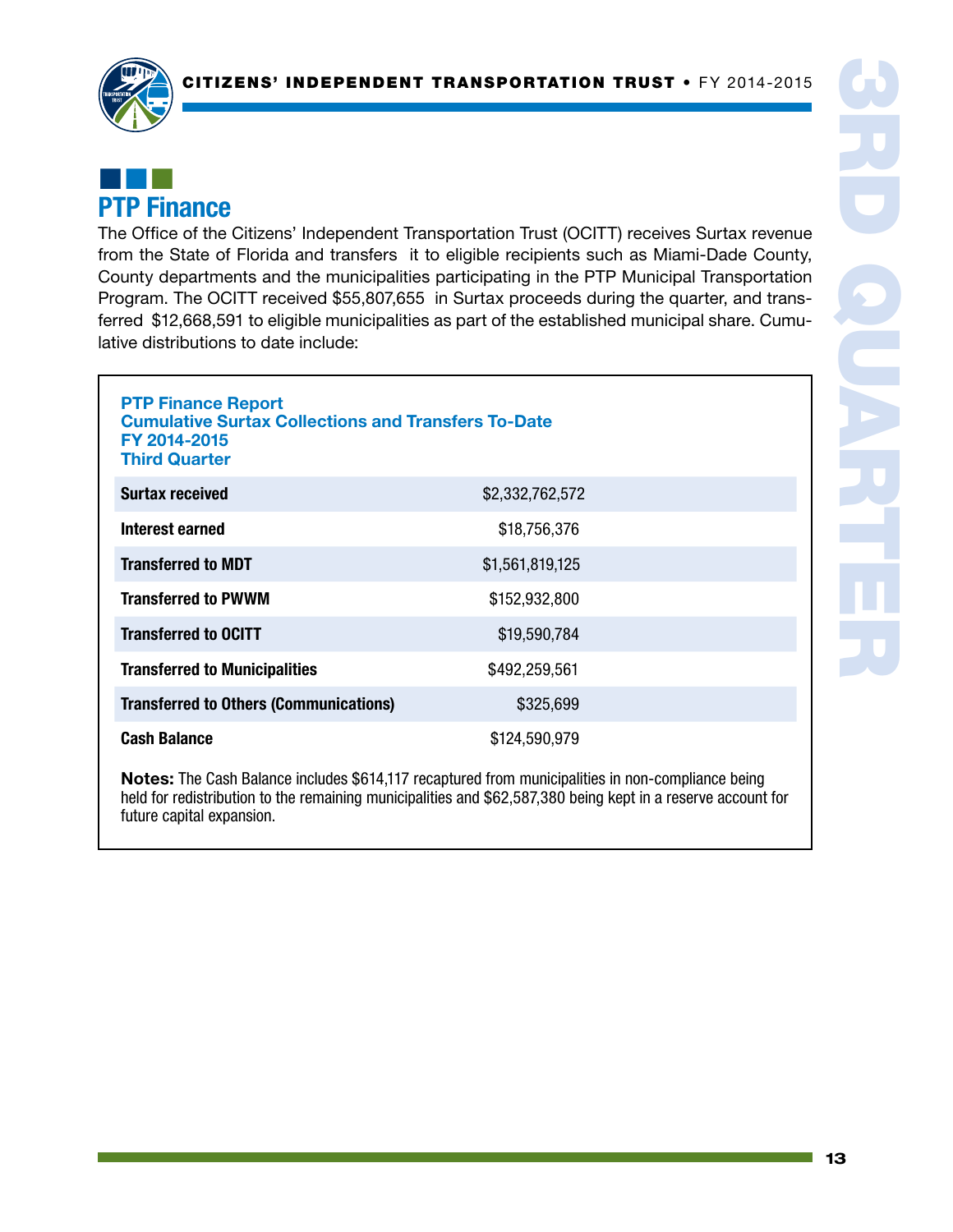## PTP Finance

The Office of the Citizens' Independent Transportation Trust (OCITT) receives Surtax revenue from the State of Florida and transfers it to eligible recipients such as Miami-Dade County, County departments and the municipalities participating in the PTP Municipal Transportation Program. The OCITT received $55,807,655 in Surtax proceeds during the quarter, and transferred $12,668,591 to eligible municipalities as part of the established municipal share. Cumulative distributions to date include:

**PTP Finance Report**
**Cumulative Surtax Collections and Transfers To-Date**
**FY 2014-2015**
**Third Quarter**

| | |
|---|---|
| **Surtax received** | $2,332,762,572 |
| **Interest earned** | $18,756,376 |
| **Transferred to MDT** | $1,561,819,125 |
| **Transferred to PWWM** | $152,932,800 |
| **Transferred to OCITT** | $19,590,784 |
| **Transferred to Municipalities** | $492,259,561 |
| **Transferred to Others (Communications)** | $325,699 |
| **Cash Balance** | $124,590,979 |

**Notes:** The Cash Balance includes $614,117 recaptured from municipalities in non-compliance being held for redistribution to the remaining municipalities and $62,587,380 being kept in a reserve account for future capital expansion.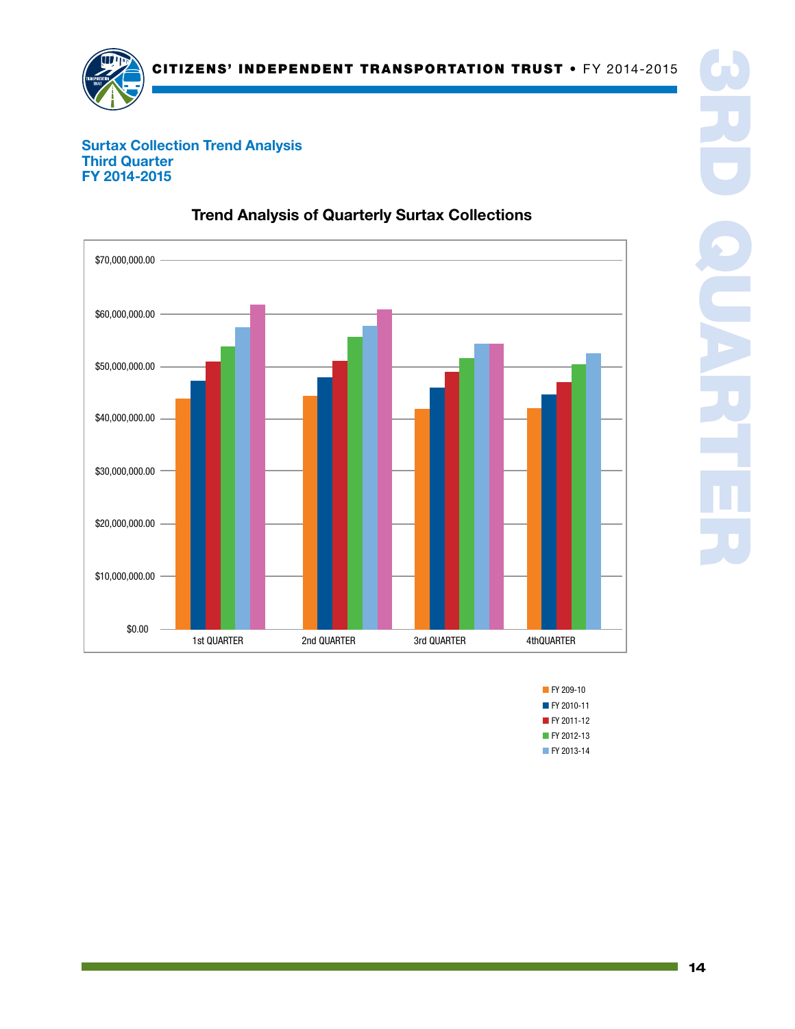## Surtax Collection Trend Analysis
## Third Quarter
## FY 2014-2015

### Trend Analysis of Quarterly Surtax Collections

$70,000,000.00
$60,000,000.00
$50,000,000.00
$40,000,000.00
$30,000,000.00
$20,000,000.00
$10,000,000.00
$0.00

1st QUARTER | 2nd QUARTER | 3rd QUARTER | 4thQUARTER

- FY 209-10
- FY 2010-11
- FY 2011-12
- FY 2012-13
- FY 2013-14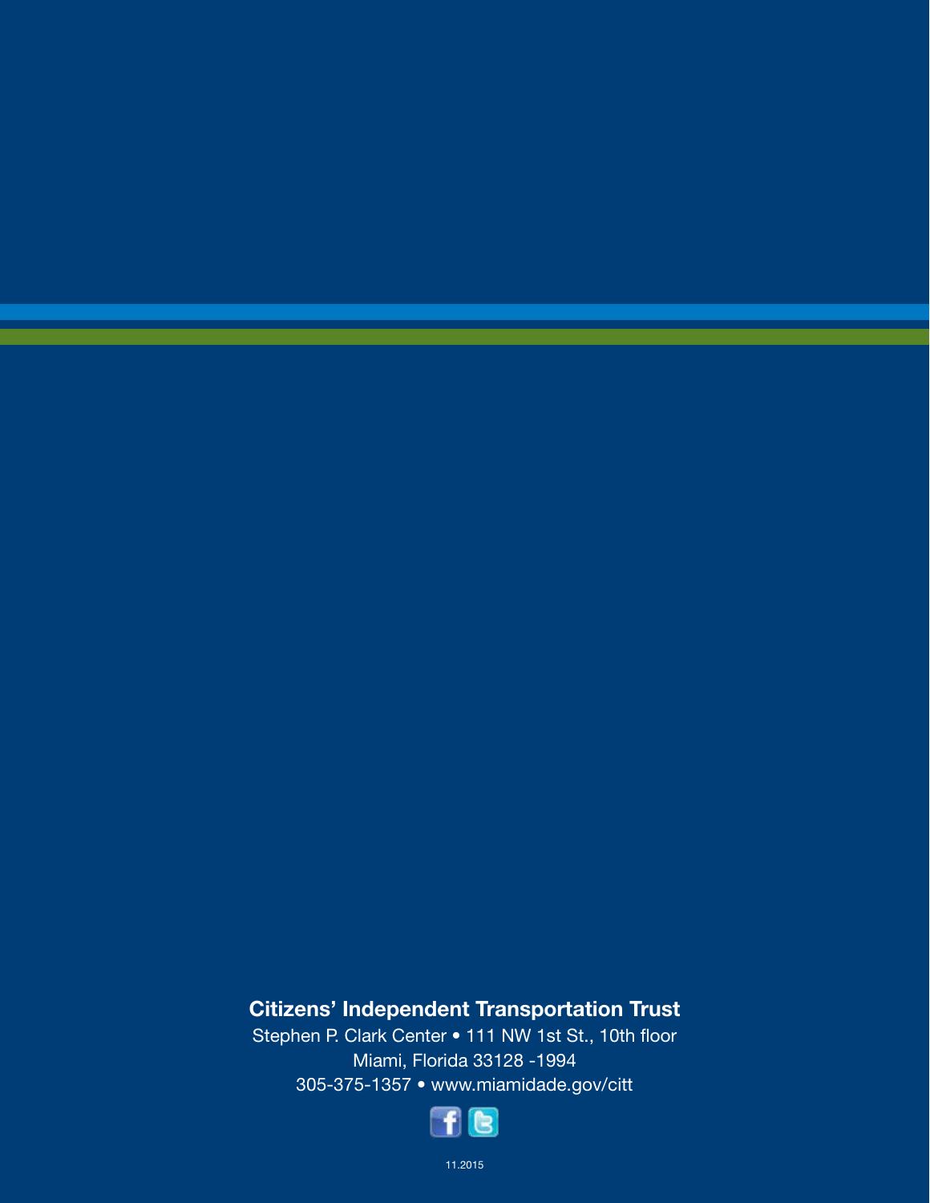**Citizens' Independent Transportation Trust**

Stephen P. Clark Center • 111 NW 1st St., 10th floor
Miami, Florida 33128 -1994
305-375-1357 • www.miamidade.gov/citt

11.2015